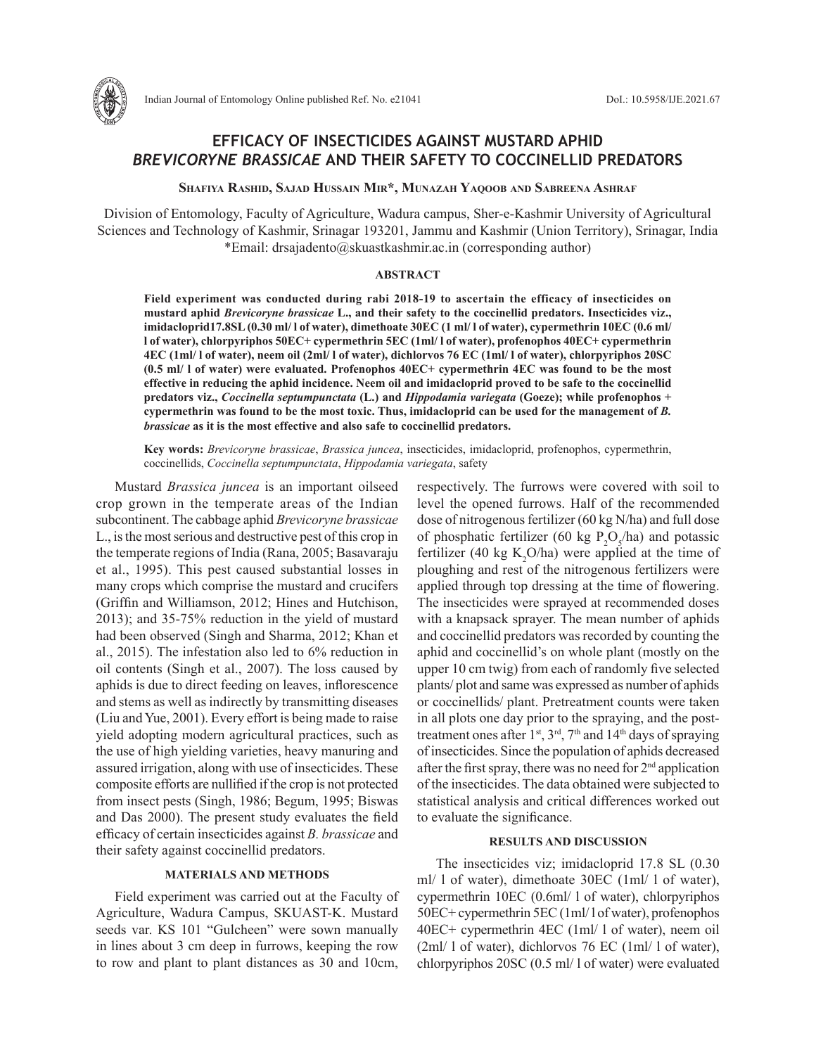# EFFICACY OF INSECTICIDES AGAINST MUSTARD APHID *BREVICORYNE BRASSICAE* AND THEIR SAFETY TO COCCINELLID PREDATORS

**Shafiya Rashid, Sajad Hussain Mir\*, Munazah Yaqoob and Sabreena Ashraf**

Division of Entomology, Faculty of Agriculture, Wadura campus, Sher-e-Kashmir University of Agricultural Sciences and Technology of Kashmir, Srinagar 193201, Jammu and Kashmir (Union Territory), Srinagar, India
\*Email: drsajadento@skuastkashmir.ac.in (corresponding author)

## ABSTRACT

**Field experiment was conducted during rabi 2018-19 to ascertain the efficacy of insecticides on mustard aphid *Brevicoryne brassicae* L., and their safety to the coccinellid predators. Insecticides viz., imidacloprid17.8SL (0.30 ml/ l of water), dimethoate 30EC (1 ml/ l of water), cypermethrin 10EC (0.6 ml/ l of water), chlorpyriphos 50EC+ cypermethrin 5EC (1ml/ l of water), profenophos 40EC+ cypermethrin 4EC (1ml/ l of water), neem oil (2ml/ l of water), dichlorvos 76 EC (1ml/ l of water), chlorpyriphos 20SC (0.5 ml/ l of water) were evaluated. Profenophos 40EC+ cypermethrin 4EC was found to be the most effective in reducing the aphid incidence. Neem oil and imidacloprid proved to be safe to the coccinellid predators viz., *Coccinella septumpunctata* (L.) and *Hippodamia variegata* (Goeze); while profenophos + cypermethrin was found to be the most toxic. Thus, imidacloprid can be used for the management of *B. brassicae* as it is the most effective and also safe to coccinellid predators.**

**Key words:** *Brevicoryne brassicae*, *Brassica juncea*, insecticides, imidacloprid, profenophos, cypermethrin, coccinellids, *Coccinella septumpunctata*, *Hippodamia variegata*, safety

Mustard *Brassica juncea* is an important oilseed crop grown in the temperate areas of the Indian subcontinent. The cabbage aphid *Brevicoryne brassicae* L., is the most serious and destructive pest of this crop in the temperate regions of India (Rana, 2005; Basavaraju et al., 1995). This pest caused substantial losses in many crops which comprise the mustard and crucifers (Griffin and Williamson, 2012; Hines and Hutchison, 2013); and 35-75% reduction in the yield of mustard had been observed (Singh and Sharma, 2012; Khan et al., 2015). The infestation also led to 6% reduction in oil contents (Singh et al., 2007). The loss caused by aphids is due to direct feeding on leaves, inflorescence and stems as well as indirectly by transmitting diseases (Liu and Yue, 2001). Every effort is being made to raise yield adopting modern agricultural practices, such as the use of high yielding varieties, heavy manuring and assured irrigation, along with use of insecticides. These composite efforts are nullified if the crop is not protected from insect pests (Singh, 1986; Begum, 1995; Biswas and Das 2000). The present study evaluates the field efficacy of certain insecticides against *B. brassicae* and their safety against coccinellid predators.

## MATERIALS AND METHODS

Field experiment was carried out at the Faculty of Agriculture, Wadura Campus, SKUAST-K. Mustard seeds var. KS 101 "Gulcheen" were sown manually in lines about 3 cm deep in furrows, keeping the row to row and plant to plant distances as 30 and 10cm, respectively. The furrows were covered with soil to level the opened furrows. Half of the recommended dose of nitrogenous fertilizer (60 kg N/ha) and full dose of phosphatic fertilizer (60 kg $P_2O_5$/ha) and potassic fertilizer (40 kg $K_2O$/ha) were applied at the time of ploughing and rest of the nitrogenous fertilizers were applied through top dressing at the time of flowering. The insecticides were sprayed at recommended doses with a knapsack sprayer. The mean number of aphids and coccinellid predators was recorded by counting the aphid and coccinellid's on whole plant (mostly on the upper 10 cm twig) from each of randomly five selected plants/ plot and same was expressed as number of aphids or coccinellids/ plant. Pretreatment counts were taken in all plots one day prior to the spraying, and the post-treatment ones after 1st, 3rd, 7th and 14th days of spraying of insecticides. Since the population of aphids decreased after the first spray, there was no need for 2nd application of the insecticides. The data obtained were subjected to statistical analysis and critical differences worked out to evaluate the significance.

## RESULTS AND DISCUSSION

The insecticides viz; imidacloprid 17.8 SL (0.30 ml/ l of water), dimethoate 30EC (1ml/ l of water), cypermethrin 10EC (0.6ml/ l of water), chlorpyriphos 50EC+ cypermethrin 5EC (1ml/ l of water), profenophos 40EC+ cypermethrin 4EC (1ml/ l of water), neem oil (2ml/ l of water), dichlorvos 76 EC (1ml/ l of water), chlorpyriphos 20SC (0.5 ml/ l of water) were evaluated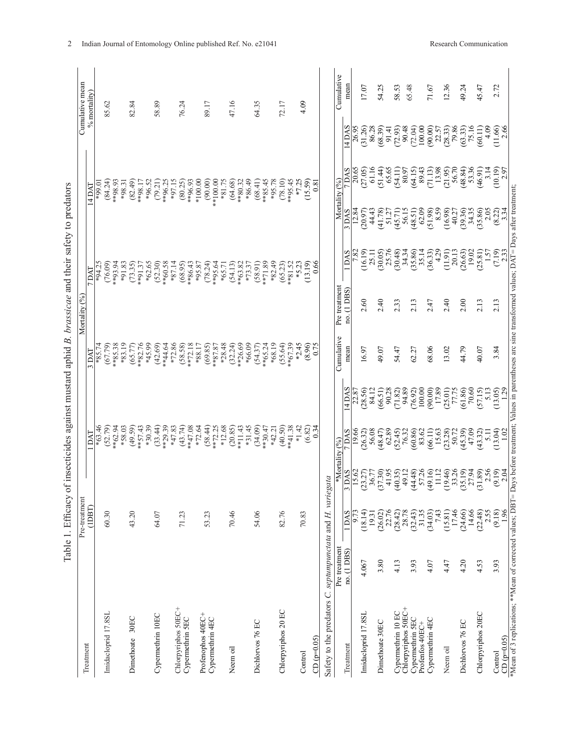Table 1. Efficacy of insecticides against mustard aphid *B. brassicae* and their safety to predators

| Treatment | Pre-treatment (1DBT) | Mortality(%) | | | | Cumulative mean % mortality) |
|---|---|---|---|---|---|---|
| | | 1 DAT | 3 DAT | 7 DAT | 14 DAT | |
| Imidacloprid 17.8SL | 60.30 | *63.46 (52.79) **62.94 | *85.74 (67.79) **85.38 | *94.25 (76.09) **93.94 | *99.01 (84.24) **98.93 | 85.62 |
| Dimethoate 30EC | 43.20 | *58.03 (49.59) **57.43 | *83.19 (65.77) **82.76 | *91.83 (73.35) **91.37 | *98.31 (82.49) **98.17 | 82.84 |
| Cypermethrin 10EC | 64.07 | *30.39 (33.44) **29.39 | *45.99 (42.69) **44.64 | *62.65 (52.30) **60.58 | *96.52 (79.21) **96.25 | 58.89 |
| Chlorpyriphos 50EC+ Cypermethrin 5EC | 71.23 | *47.83 (43.74) **47.08 | *72.86 (58.58) **72.18 | *87.14 (68.95) **86.43 | *97.15 (80.25) **96.93 | 76.24 |
| Profenophos 40EC+ Cypermethrin 4EC | 53.23 | *72.64 (58.44) **72.25 | *88.17 (69.85) **87.87 | *95.87 (78.24) **95.64 | *100.00 (90.00) **100.00 | 89.17 |
| Neem oil | 70.46 | *12.68 (20.85) **11.43 | *28.48 (32.24) **26.69 | *65.71 (54.13) **63.82 | *81.75 (64.68) **80.32 | 47.16 |
| Dichlorvos 76 EC | 54.06 | *31.45 (34.09) **30.47 | *66.09 (54.37) **65.24 | *73.37 (58.91) **71.89 | *86.49 (68.41) **85.45 | 64.35 |
| Chlorpyriphos 20 EC | 82.76 | *42.21 (40.50) **41.38 | *68.19 (55.64) **67.39 | *82.49 (65.23) **81.52 | *95.78 (78.10) **95.45 | 72.17 |
| Control | 70.83 | *1.42 (6.82) | *2.45 (8.96) | *5.23 (13.19) | *7.25 (15.59) | 4.09 |
| CD (p=0.05) | | 0.34 | 0.75 | 0.66 | 0.81 | |

Safety to the predators *C. septumpunctata* and *H. variegata*

| Treatment | Pre treatment no. (1 DBS) | *Mortality (%) | | | | Cumulative mean | Pre treatment no. (1 DBS) | Mortality (%) | | | | Cumulative mean |
|---|---|---|---|---|---|---|---|---|---|---|---|---|
| | | 1 DAS | 3 DAS | 7 DAS | 14 DAS | | | 1 DAS | 3 DAS | 7 DAS | 14 DAS | |
| Imidacloprid 17.8SL | 4.067 | 9.73 (18.14) | 15.62 (23.27) | 19.66 (26.32) | 22.87 (28.56) | 16.97 | 2.60 | 7.82 (16.19) | 12.84 (20.97) | 20.65 (27.05) | 26.95 (31.26) | 17.07 |
| Dimethoate 30EC | 3.80 | 19.31 (26.02) | 36.77 (37.30) | 56.08 (48.47) | 84.12 (66.51) | 49.07 | 2.40 | 25.11 (30.05) | 44.43 (41.78) | 61.16 (51.44) | 86.28 (68.39) | 54.25 |
| Cypermethrin 10 EC | 4.13 | 22.76 (28.42) | 41.95 (40.35) | 62.89 (52.45) | 90.28 (71.82) | 54.47 | 2.33 | 25.76 (30.48) | 51.27 (45.71) | 65.65 (54.11) | 91.41 (72.93) | 58.53 |
| Chlorpyriphos 50EC+ Cypermethrin 5EC | 3.93 | 28.78 (32.43) | 49.12 (44.48) | 76.32 (60.86) | 94.89 (76.92) | 62.27 | 2.13 | 34.34 (35.86) | 56.15 (48.51) | 80.97 (64.15) | 90.48 (72.04) | 65.48 |
| Profenfos 40EC+ Cypermethrin 4EC | 4.07 | 31.35 (34.03) | 57.26 (49.16) | 83.62 (66.11) | 100.00 (90.00) | 68.06 | 2.47 | 35.14 (36.33) | 62.09 (51.98) | 89.43 (71.13) | 100.00 (90.00) | 71.67 |
| Neem oil | 4.47 | 7.43 (15.81) | 11.12 (19.46) | 15.63 (23.28) | 17.89 (25.01) | 13.02 | 2.40 | 4.29 (11.91) | 8.59 (16.98) | 13.98 (21.95) | 22.57 (28.33) | 12.36 |
| Dichlorvos 76 EC | 4.20 | 17.46 (24.66) | 33.26 (35.19) | 50.72 (45.39) | 77.75 (61.86) | 44.79 | 2.00 | 20.13 (26.63) | 40.27 (39.36) | 56.70 (48.84) | 79.86 (63.33) | 49.24 |
| Chlorpyriphos 20EC | 4.53 | 14.66 (22.48) | 27.94 (31.89) | 47.09 (43.32) | 70.60 (57.15) | 40.07 | 2.13 | 19.02 (25.81) | 34.35 (35.86) | 53.36 (46.91) | 75.16 (60.11) | 45.47 |
| Control | 3.93 | 2.55 (9.18) | 2.56 (9.19) | 5.11 (13.04) | 5.13 (13.05) | 3.84 | 2.13 | 1.57 (7.19) | 2.05 (8.22) | 3.14 (10.19) | 4.09 (11.66) | 2.72 |
| CD (p=0.05) | | 1.96 | 2.04 | 1.02 | 1.29 | | | 2.33 | 3.34 | 2.97 | 2.66 | |

*Mean of 3 replications; **Mean of corrected values; DBT= Days before treatment; Values in parentheses are sine transformed values; DAT= Days after treatment;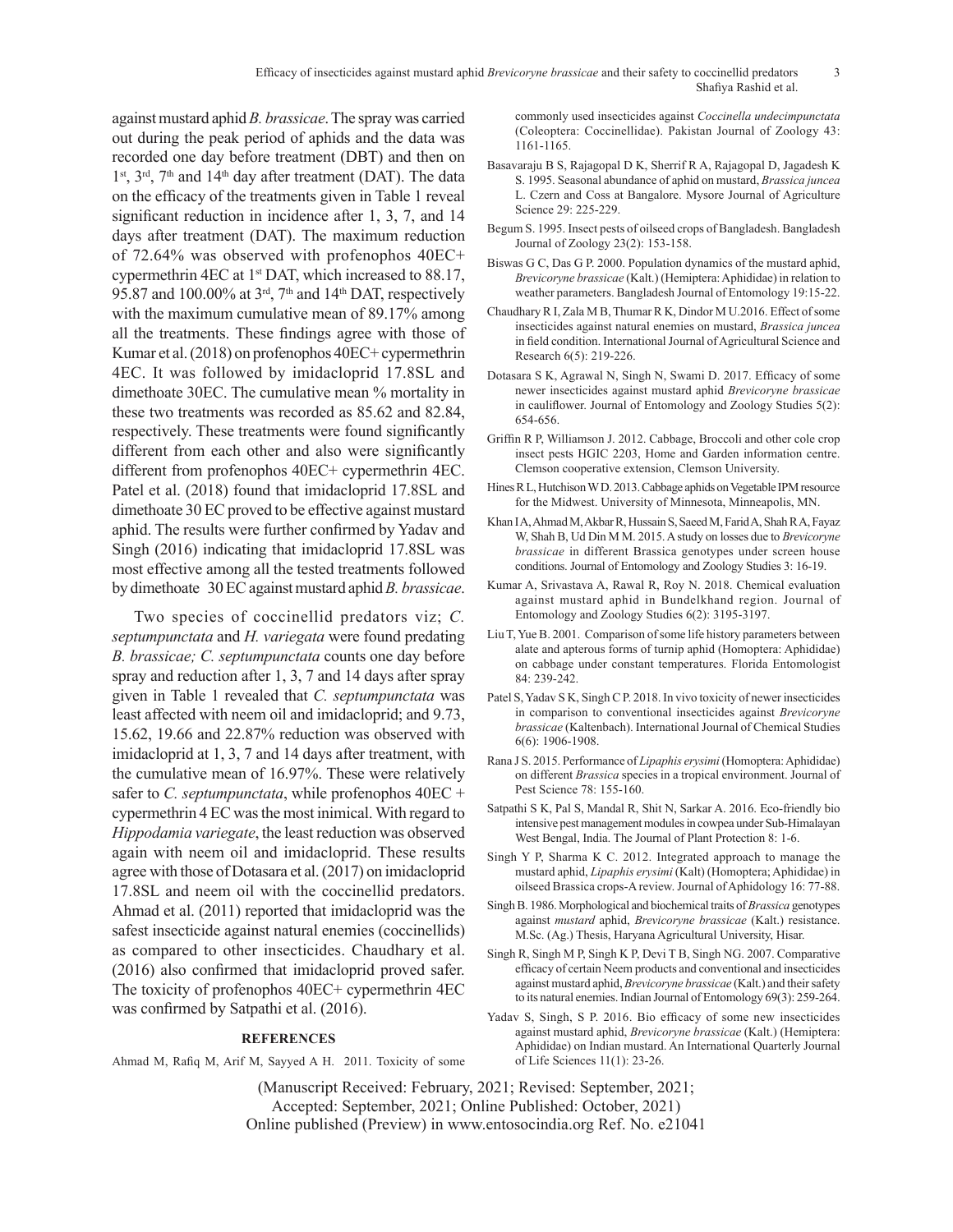against mustard aphid *B. brassicae*. The spray was carried out during the peak period of aphids and the data was recorded one day before treatment (DBT) and then on 1st, 3rd, 7th and 14th day after treatment (DAT). The data on the efficacy of the treatments given in Table 1 reveal significant reduction in incidence after 1, 3, 7, and 14 days after treatment (DAT). The maximum reduction of 72.64% was observed with profenophos 40EC+ cypermethrin 4EC at 1st DAT, which increased to 88.17, 95.87 and 100.00% at 3rd, 7th and 14th DAT, respectively with the maximum cumulative mean of 89.17% among all the treatments. These findings agree with those of Kumar et al. (2018) on profenophos 40EC+ cypermethrin 4EC. It was followed by imidacloprid 17.8SL and dimethoate 30EC. The cumulative mean % mortality in these two treatments was recorded as 85.62 and 82.84, respectively. These treatments were found significantly different from each other and also were significantly different from profenophos 40EC+ cypermethrin 4EC. Patel et al. (2018) found that imidacloprid 17.8SL and dimethoate 30 EC proved to be effective against mustard aphid. The results were further confirmed by Yadav and Singh (2016) indicating that imidacloprid 17.8SL was most effective among all the tested treatments followed by dimethoate 30 EC against mustard aphid *B. brassicae*.

Two species of coccinellid predators viz; *C. septumpunctata* and *H. variegata* were found predating *B. brassicae; C. septumpunctata* counts one day before spray and reduction after 1, 3, 7 and 14 days after spray given in Table 1 revealed that *C. septumpunctata* was least affected with neem oil and imidacloprid; and 9.73, 15.62, 19.66 and 22.87% reduction was observed with imidacloprid at 1, 3, 7 and 14 days after treatment, with the cumulative mean of 16.97%. These were relatively safer to *C. septumpunctata*, while profenophos 40EC + cypermethrin 4 EC was the most inimical. With regard to *Hippodamia variegate*, the least reduction was observed again with neem oil and imidacloprid. These results agree with those of Dotasara et al. (2017) on imidacloprid 17.8SL and neem oil with the coccinellid predators. Ahmad et al. (2011) reported that imidacloprid was the safest insecticide against natural enemies (coccinellids) as compared to other insecticides. Chaudhary et al. (2016) also confirmed that imidacloprid proved safer. The toxicity of profenophos 40EC+ cypermethrin 4EC was confirmed by Satpathi et al. (2016).

## REFERENCES

Ahmad M, Rafiq M, Arif M, Sayyed A H. 2011. Toxicity of some commonly used insecticides against *Coccinella undecimpunctata* (Coleoptera: Coccinellidae). Pakistan Journal of Zoology 43: 1161-1165.

Basavaraju B S, Rajagopal D K, Sherrif R A, Rajagopal D, Jagadesh K S. 1995. Seasonal abundance of aphid on mustard, *Brassica juncea* L. Czern and Coss at Bangalore. Mysore Journal of Agriculture Science 29: 225-229.

Begum S. 1995. Insect pests of oilseed crops of Bangladesh. Bangladesh Journal of Zoology 23(2): 153-158.

Biswas G C, Das G P. 2000. Population dynamics of the mustard aphid, *Brevicoryne brassicae* (Kalt.) (Hemiptera: Aphididae) in relation to weather parameters. Bangladesh Journal of Entomology 19:15-22.

Chaudhary R I, Zala M B, Thumar R K, Dindor M U.2016. Effect of some insecticides against natural enemies on mustard, *Brassica juncea* in field condition. International Journal of Agricultural Science and Research 6(5): 219-226.

Dotasara S K, Agrawal N, Singh N, Swami D. 2017. Efficacy of some newer insecticides against mustard aphid *Brevicoryne brassicae* in cauliflower. Journal of Entomology and Zoology Studies 5(2): 654-656.

Griffin R P, Williamson J. 2012. Cabbage, Broccoli and other cole crop insect pests HGIC 2203, Home and Garden information centre. Clemson cooperative extension, Clemson University.

Hines R L, Hutchison W D. 2013. Cabbage aphids on Vegetable IPM resource for the Midwest. University of Minnesota, Minneapolis, MN.

Khan I A, Ahmad M, Akbar R, Hussain S, Saeed M, Farid A, Shah R A, Fayaz W, Shah B, Ud Din M M. 2015. A study on losses due to *Brevicoryne brassicae* in different Brassica genotypes under screen house conditions. Journal of Entomology and Zoology Studies 3: 16-19.

Kumar A, Srivastava A, Rawal R, Roy N. 2018. Chemical evaluation against mustard aphid in Bundelkhand region. Journal of Entomology and Zoology Studies 6(2): 3195-3197.

Liu T, Yue B. 2001. Comparison of some life history parameters between alate and apterous forms of turnip aphid (Homoptera: Aphididae) on cabbage under constant temperatures. Florida Entomologist 84: 239-242.

Patel S, Yadav S K, Singh C P. 2018. In vivo toxicity of newer insecticides in comparison to conventional insecticides against *Brevicoryne brassicae* (Kaltenbach). International Journal of Chemical Studies 6(6): 1906-1908.

Rana J S. 2015. Performance of *Lipaphis erysimi* (Homoptera: Aphididae) on different *Brassica* species in a tropical environment. Journal of Pest Science 78: 155-160.

Satpathi S K, Pal S, Mandal R, Shit N, Sarkar A. 2016. Eco-friendly bio intensive pest management modules in cowpea under Sub-Himalayan West Bengal, India. The Journal of Plant Protection 8: 1-6.

Singh Y P, Sharma K C. 2012. Integrated approach to manage the mustard aphid, *Lipaphis erysimi* (Kalt) (Homoptera; Aphididae) in oilseed Brassica crops-A review. Journal of Aphidology 16: 77-88.

Singh B. 1986. Morphological and biochemical traits of *Brassica* genotypes against *mustard* aphid, *Brevicoryne brassicae* (Kalt.) resistance. M.Sc. (Ag.) Thesis, Haryana Agricultural University, Hisar.

Singh R, Singh M P, Singh K P, Devi T B, Singh NG. 2007. Comparative efficacy of certain Neem products and conventional and insecticides against mustard aphid, *Brevicoryne brassicae* (Kalt.) and their safety to its natural enemies. Indian Journal of Entomology 69(3): 259-264.

Yadav S, Singh, S P. 2016. Bio efficacy of some new insecticides against mustard aphid, *Brevicoryne brassicae* (Kalt.) (Hemiptera: Aphididae) on Indian mustard. An International Quarterly Journal of Life Sciences 11(1): 23-26.

(Manuscript Received: February, 2021; Revised: September, 2021; Accepted: September, 2021; Online Published: October, 2021)
Online published (Preview) in www.entosocindia.org Ref. No. e21041